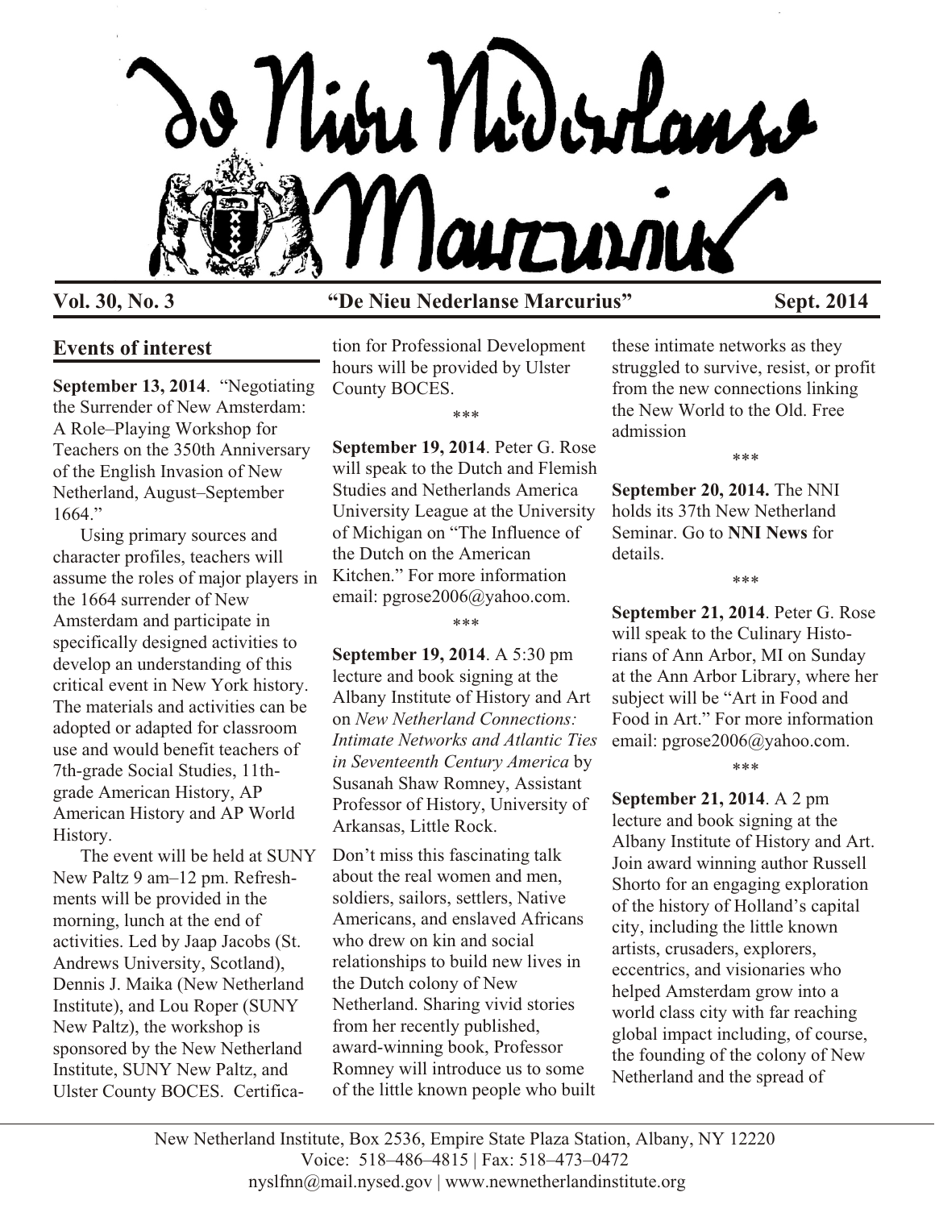# de Nieu Nederlanse Marcurius

**Vol. 30, No. 3** **"De Nieu Nederlanse Marcurius"** **Sept. 2014**

## Events of interest

**September 13, 2014**. "Negotiating the Surrender of New Amsterdam: A Role–Playing Workshop for Teachers on the 350th Anniversary of the English Invasion of New Netherland, August–September 1664."

Using primary sources and character profiles, teachers will assume the roles of major players in the 1664 surrender of New Amsterdam and participate in specifically designed activities to develop an understanding of this critical event in New York history. The materials and activities can be adopted or adapted for classroom use and would benefit teachers of 7th-grade Social Studies, 11th-grade American History, AP American History and AP World History.

The event will be held at SUNY New Paltz 9 am–12 pm. Refreshments will be provided in the morning, lunch at the end of activities. Led by Jaap Jacobs (St. Andrews University, Scotland), Dennis J. Maika (New Netherland Institute), and Lou Roper (SUNY New Paltz), the workshop is sponsored by the New Netherland Institute, SUNY New Paltz, and Ulster County BOCES. Certification for Professional Development hours will be provided by Ulster County BOCES.

\*\*\*

**September 19, 2014**. Peter G. Rose will speak to the Dutch and Flemish Studies and Netherlands America University League at the University of Michigan on "The Influence of the Dutch on the American Kitchen." For more information email: pgrose2006@yahoo.com.

\*\*\*

**September 19, 2014**. A 5:30 pm lecture and book signing at the Albany Institute of History and Art on *New Netherland Connections: Intimate Networks and Atlantic Ties in Seventeenth Century America* by Susanah Shaw Romney, Assistant Professor of History, University of Arkansas, Little Rock.

Don't miss this fascinating talk about the real women and men, soldiers, sailors, settlers, Native Americans, and enslaved Africans who drew on kin and social relationships to build new lives in the Dutch colony of New Netherland. Sharing vivid stories from her recently published, award-winning book, Professor Romney will introduce us to some of the little known people who built these intimate networks as they struggled to survive, resist, or profit from the new connections linking the New World to the Old. Free admission

\*\*\*

**September 20, 2014.** The NNI holds its 37th New Netherland Seminar. Go to **NNI News** for details.

\*\*\*

**September 21, 2014**. Peter G. Rose will speak to the Culinary Historians of Ann Arbor, MI on Sunday at the Ann Arbor Library, where her subject will be "Art in Food and Food in Art." For more information email: pgrose2006@yahoo.com.

\*\*\*

**September 21, 2014**. A 2 pm lecture and book signing at the Albany Institute of History and Art. Join award winning author Russell Shorto for an engaging exploration of the history of Holland's capital city, including the little known artists, crusaders, explorers, eccentrics, and visionaries who helped Amsterdam grow into a world class city with far reaching global impact including, of course, the founding of the colony of New Netherland and the spread of

New Netherland Institute, Box 2536, Empire State Plaza Station, Albany, NY 12220
Voice: 518–486–4815 | Fax: 518–473–0472
nyslfnn@mail.nysed.gov | www.newnetherlandinstitute.org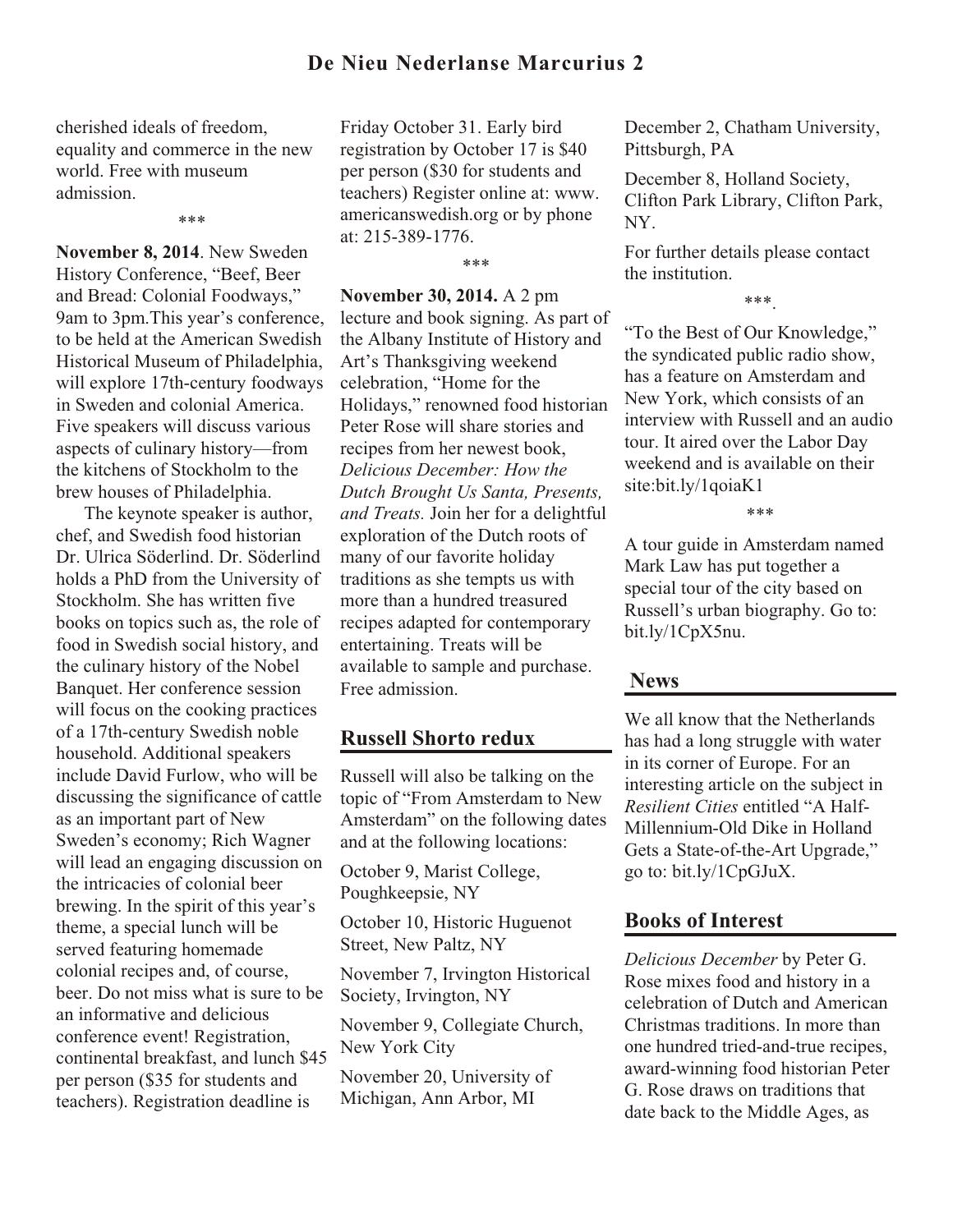cherished ideals of freedom, equality and commerce in the new world. Free with museum admission.

\*\*\*

**November 8, 2014**. New Sweden History Conference, "Beef, Beer and Bread: Colonial Foodways," 9am to 3pm.This year's conference, to be held at the American Swedish Historical Museum of Philadelphia, will explore 17th-century foodways in Sweden and colonial America. Five speakers will discuss various aspects of culinary history—from the kitchens of Stockholm to the brew houses of Philadelphia.

The keynote speaker is author, chef, and Swedish food historian Dr. Ulrica Söderlind. Dr. Söderlind holds a PhD from the University of Stockholm. She has written five books on topics such as, the role of food in Swedish social history, and the culinary history of the Nobel Banquet. Her conference session will focus on the cooking practices of a 17th-century Swedish noble household. Additional speakers include David Furlow, who will be discussing the significance of cattle as an important part of New Sweden's economy; Rich Wagner will lead an engaging discussion on the intricacies of colonial beer brewing. In the spirit of this year's theme, a special lunch will be served featuring homemade colonial recipes and, of course, beer. Do not miss what is sure to be an informative and delicious conference event! Registration, continental breakfast, and lunch $45 per person ($35 for students and teachers). Registration deadline is Friday October 31. Early bird registration by October 17 is $40 per person ($30 for students and teachers) Register online at: www.americanswedish.org or by phone at: 215-389-1776.

\*\*\*

**November 30, 2014.** A 2 pm lecture and book signing. As part of the Albany Institute of History and Art's Thanksgiving weekend celebration, "Home for the Holidays," renowned food historian Peter Rose will share stories and recipes from her newest book, *Delicious December: How the Dutch Brought Us Santa, Presents, and Treats.* Join her for a delightful exploration of the Dutch roots of many of our favorite holiday traditions as she tempts us with more than a hundred treasured recipes adapted for contemporary entertaining. Treats will be available to sample and purchase. Free admission.

## Russell Shorto redux

Russell will also be talking on the topic of "From Amsterdam to New Amsterdam" on the following dates and at the following locations:

October 9, Marist College, Poughkeepsie, NY

October 10, Historic Huguenot Street, New Paltz, NY

November 7, Irvington Historical Society, Irvington, NY

November 9, Collegiate Church, New York City

November 20, University of Michigan, Ann Arbor, MI

December 2, Chatham University, Pittsburgh, PA

December 8, Holland Society, Clifton Park Library, Clifton Park, NY.

For further details please contact the institution.

\*\*\*.

"To the Best of Our Knowledge," the syndicated public radio show, has a feature on Amsterdam and New York, which consists of an interview with Russell and an audio tour. It aired over the Labor Day weekend and is available on their site:bit.ly/1qoiaK1

\*\*\*

A tour guide in Amsterdam named Mark Law has put together a special tour of the city based on Russell's urban biography. Go to: bit.ly/1CpX5nu.

## News

We all know that the Netherlands has had a long struggle with water in its corner of Europe. For an interesting article on the subject in *Resilient Cities* entitled "A Half-Millennium-Old Dike in Holland Gets a State-of-the-Art Upgrade," go to: bit.ly/1CpGJuX.

## Books of Interest

*Delicious December* by Peter G. Rose mixes food and history in a celebration of Dutch and American Christmas traditions. In more than one hundred tried-and-true recipes, award-winning food historian Peter G. Rose draws on traditions that date back to the Middle Ages, as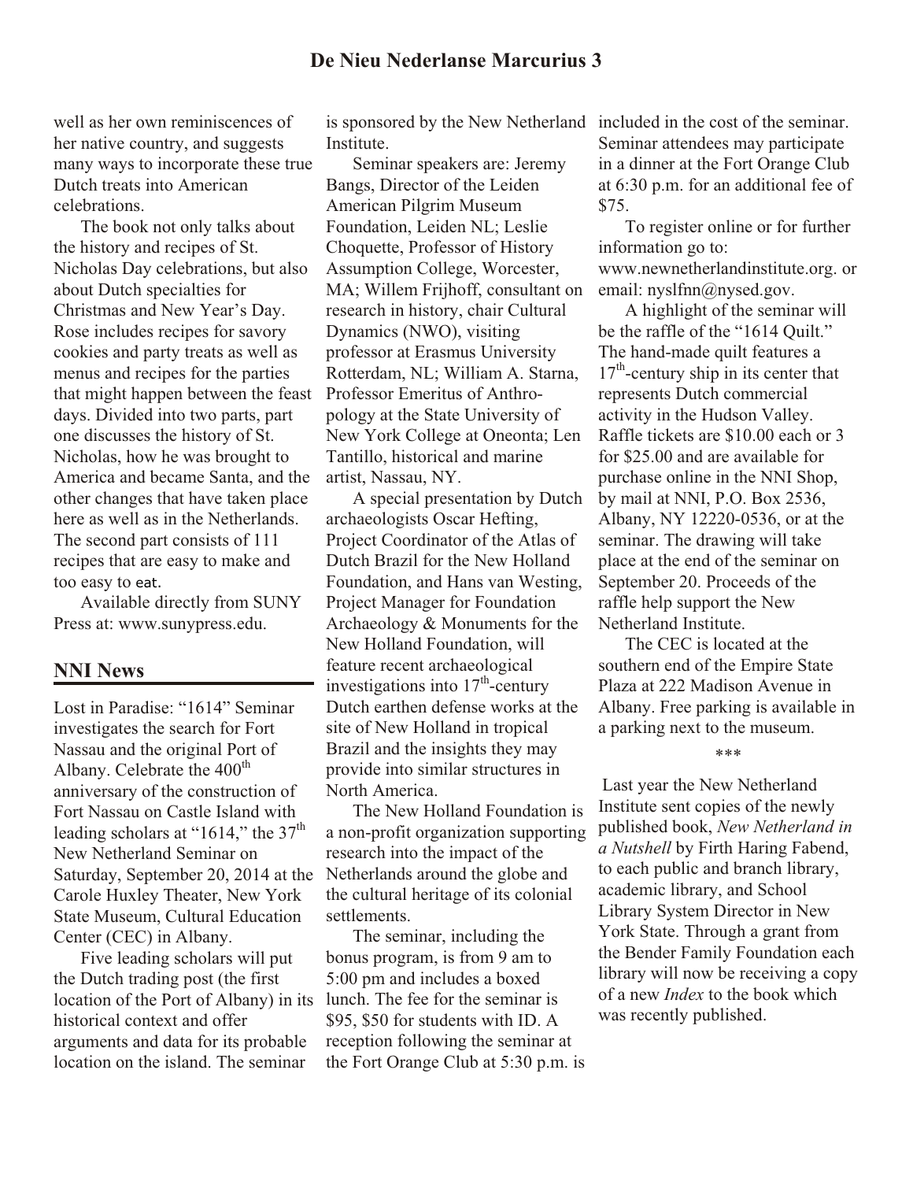well as her own reminiscences of her native country, and suggests many ways to incorporate these true Dutch treats into American celebrations.

The book not only talks about the history and recipes of St. Nicholas Day celebrations, but also about Dutch specialties for Christmas and New Year's Day. Rose includes recipes for savory cookies and party treats as well as menus and recipes for the parties that might happen between the feast days. Divided into two parts, part one discusses the history of St. Nicholas, how he was brought to America and became Santa, and the other changes that have taken place here as well as in the Netherlands. The second part consists of 111 recipes that are easy to make and too easy to eat.

Available directly from SUNY Press at: www.sunypress.edu.

## NNI News

Lost in Paradise: "1614" Seminar investigates the search for Fort Nassau and the original Port of Albany. Celebrate the 400th anniversary of the construction of Fort Nassau on Castle Island with leading scholars at "1614," the 37th New Netherland Seminar on Saturday, September 20, 2014 at the Carole Huxley Theater, New York State Museum, Cultural Education Center (CEC) in Albany.

Five leading scholars will put the Dutch trading post (the first location of the Port of Albany) in its historical context and offer arguments and data for its probable location on the island. The seminar is sponsored by the New Netherland Institute.

Seminar speakers are: Jeremy Bangs, Director of the Leiden American Pilgrim Museum Foundation, Leiden NL; Leslie Choquette, Professor of History Assumption College, Worcester, MA; Willem Frijhoff, consultant on research in history, chair Cultural Dynamics (NWO), visiting professor at Erasmus University Rotterdam, NL; William A. Starna, Professor Emeritus of Anthropology at the State University of New York College at Oneonta; Len Tantillo, historical and marine artist, Nassau, NY.

A special presentation by Dutch archaeologists Oscar Hefting, Project Coordinator of the Atlas of Dutch Brazil for the New Holland Foundation, and Hans van Westing, Project Manager for Foundation Archaeology & Monuments for the New Holland Foundation, will feature recent archaeological investigations into 17th-century Dutch earthen defense works at the site of New Holland in tropical Brazil and the insights they may provide into similar structures in North America.

The New Holland Foundation is a non-profit organization supporting research into the impact of the Netherlands around the globe and the cultural heritage of its colonial settlements.

The seminar, including the bonus program, is from 9 am to 5:00 pm and includes a boxed lunch. The fee for the seminar is $95, $50 for students with ID. A reception following the seminar at the Fort Orange Club at 5:30 p.m. is included in the cost of the seminar. Seminar attendees may participate in a dinner at the Fort Orange Club at 6:30 p.m. for an additional fee of $75.

To register online or for further information go to: www.newnetherlandinstitute.org. or email: nyslfnn@nysed.gov.

A highlight of the seminar will be the raffle of the "1614 Quilt." The hand-made quilt features a 17th-century ship in its center that represents Dutch commercial activity in the Hudson Valley. Raffle tickets are $10.00 each or 3 for $25.00 and are available for purchase online in the NNI Shop, by mail at NNI, P.O. Box 2536, Albany, NY 12220-0536, or at the seminar. The drawing will take place at the end of the seminar on September 20. Proceeds of the raffle help support the New Netherland Institute.

The CEC is located at the southern end of the Empire State Plaza at 222 Madison Avenue in Albany. Free parking is available in a parking next to the museum.

\*\*\*

Last year the New Netherland Institute sent copies of the newly published book, *New Netherland in a Nutshell* by Firth Haring Fabend, to each public and branch library, academic library, and School Library System Director in New York State. Through a grant from the Bender Family Foundation each library will now be receiving a copy of a new *Index* to the book which was recently published.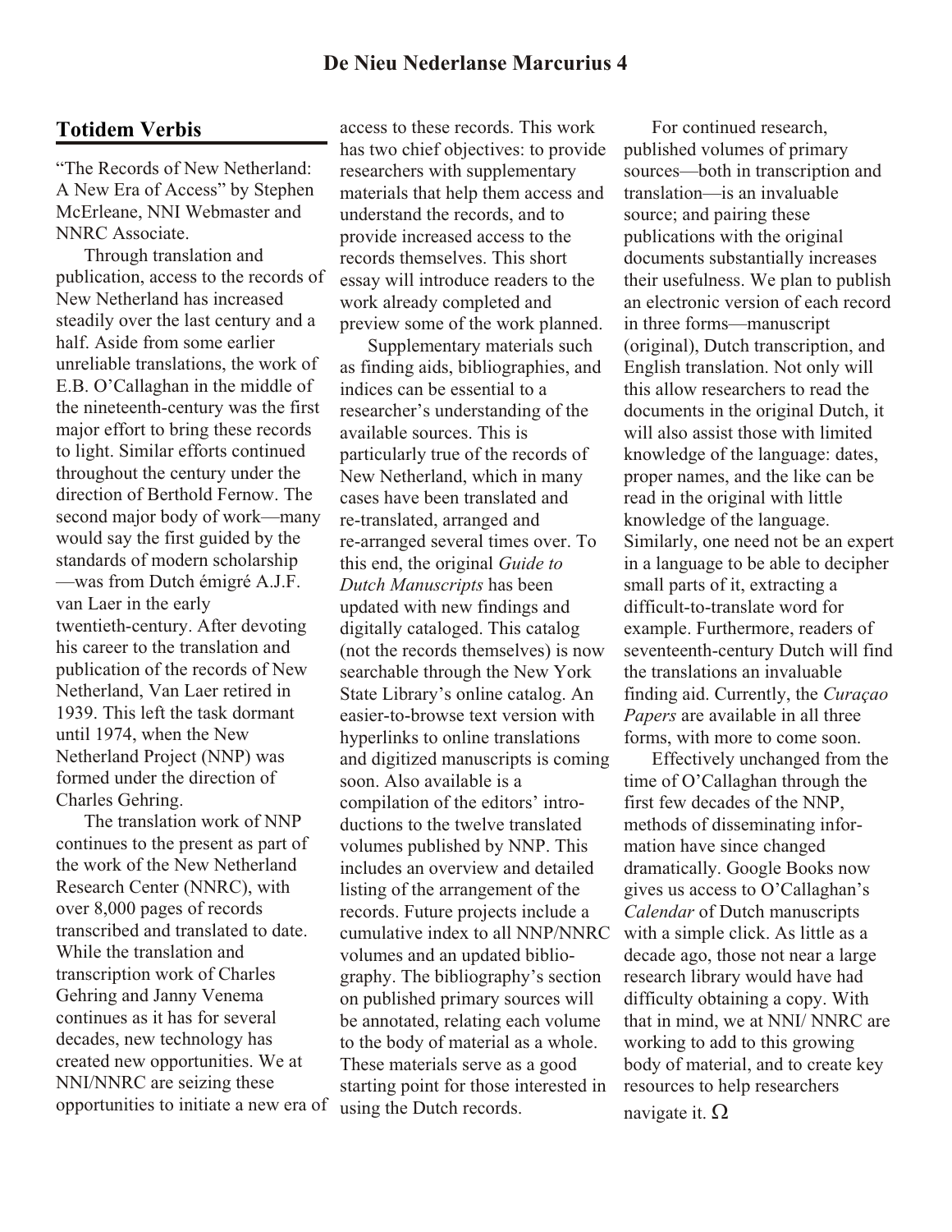## Totidem Verbis

"The Records of New Netherland: A New Era of Access" by Stephen McErleane, NNI Webmaster and NNRC Associate.

Through translation and publication, access to the records of New Netherland has increased steadily over the last century and a half. Aside from some earlier unreliable translations, the work of E.B. O'Callaghan in the middle of the nineteenth-century was the first major effort to bring these records to light. Similar efforts continued throughout the century under the direction of Berthold Fernow. The second major body of work—many would say the first guided by the standards of modern scholarship—was from Dutch émigré A.J.F. van Laer in the early twentieth-century. After devoting his career to the translation and publication of the records of New Netherland, Van Laer retired in 1939. This left the task dormant until 1974, when the New Netherland Project (NNP) was formed under the direction of Charles Gehring.

The translation work of NNP continues to the present as part of the work of the New Netherland Research Center (NNRC), with over 8,000 pages of records transcribed and translated to date. While the translation and transcription work of Charles Gehring and Janny Venema continues as it has for several decades, new technology has created new opportunities. We at NNI/NNRC are seizing these opportunities to initiate a new era of access to these records. This work has two chief objectives: to provide researchers with supplementary materials that help them access and understand the records, and to provide increased access to the records themselves. This short essay will introduce readers to the work already completed and preview some of the work planned.

Supplementary materials such as finding aids, bibliographies, and indices can be essential to a researcher's understanding of the available sources. This is particularly true of the records of New Netherland, which in many cases have been translated and re-translated, arranged and re-arranged several times over. To this end, the original *Guide to Dutch Manuscripts* has been updated with new findings and digitally cataloged. This catalog (not the records themselves) is now searchable through the New York State Library's online catalog. An easier-to-browse text version with hyperlinks to online translations and digitized manuscripts is coming soon. Also available is a compilation of the editors' introductions to the twelve translated volumes published by NNP. This includes an overview and detailed listing of the arrangement of the records. Future projects include a cumulative index to all NNP/NNRC volumes and an updated bibliography. The bibliography's section on published primary sources will be annotated, relating each volume to the body of material as a whole. These materials serve as a good starting point for those interested in using the Dutch records.

For continued research, published volumes of primary sources—both in transcription and translation—is an invaluable source; and pairing these publications with the original documents substantially increases their usefulness. We plan to publish an electronic version of each record in three forms—manuscript (original), Dutch transcription, and English translation. Not only will this allow researchers to read the documents in the original Dutch, it will also assist those with limited knowledge of the language: dates, proper names, and the like can be read in the original with little knowledge of the language. Similarly, one need not be an expert in a language to be able to decipher small parts of it, extracting a difficult-to-translate word for example. Furthermore, readers of seventeenth-century Dutch will find the translations an invaluable finding aid. Currently, the *Curaçao Papers* are available in all three forms, with more to come soon.

Effectively unchanged from the time of O'Callaghan through the first few decades of the NNP, methods of disseminating information have since changed dramatically. Google Books now gives us access to O'Callaghan's *Calendar* of Dutch manuscripts with a simple click. As little as a decade ago, those not near a large research library would have had difficulty obtaining a copy. With that in mind, we at NNI/ NNRC are working to add to this growing body of material, and to create key resources to help researchers navigate it. Ω